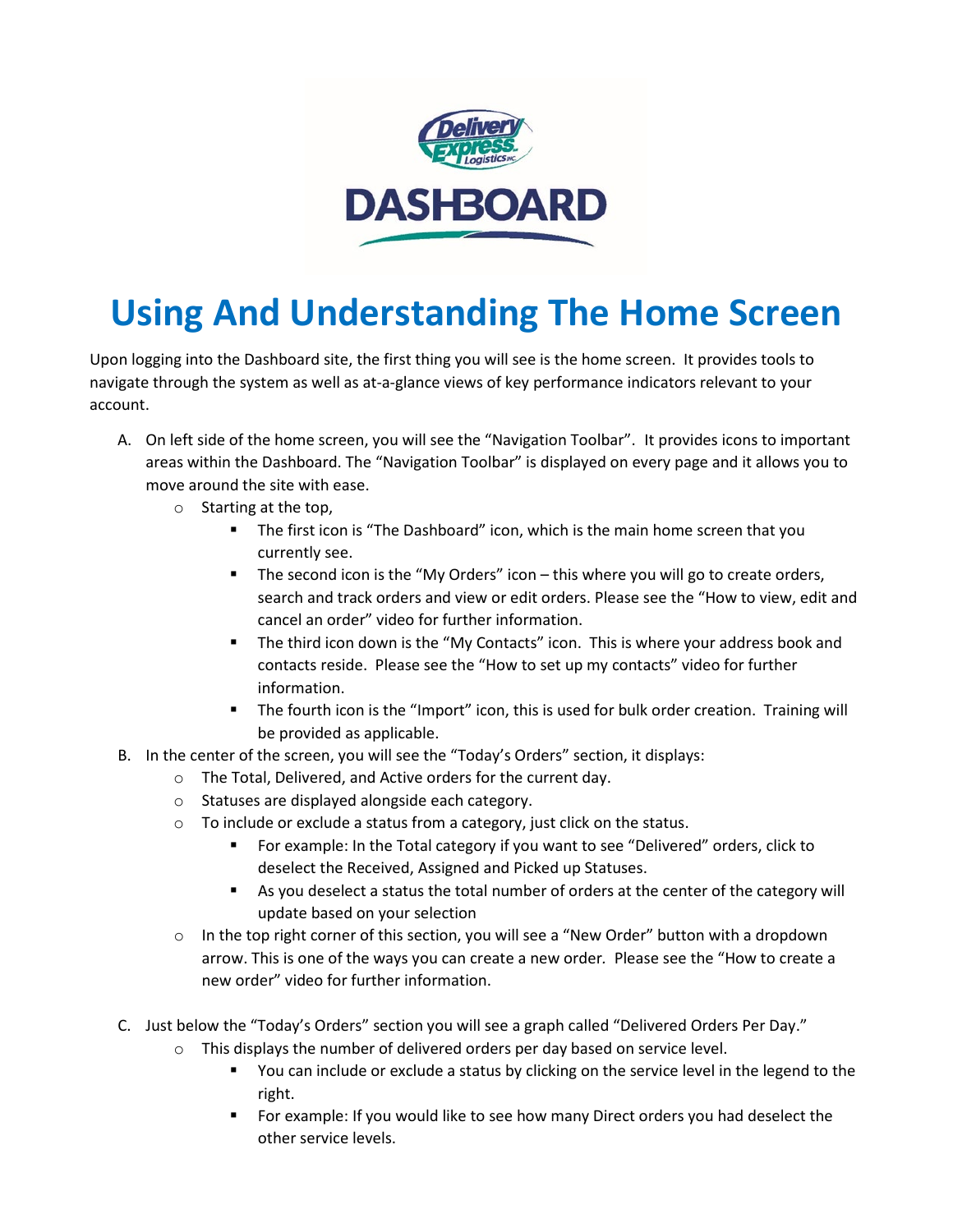# Using And Understanding The Home Screen

Upon logging into the Dashboard site, the first thing you will see is the home screen. It provides tools to navigate through the system as well as at-a-glance views of key performance indicators relevant to your account.

A. On left side of the home screen, you will see the "Navigation Toolbar". It provides icons to important areas within the Dashboard. The "Navigation Toolbar" is displayed on every page and it allows you to move around the site with ease.
   - Starting at the top,
     - The first icon is "The Dashboard" icon, which is the main home screen that you currently see.
     - The second icon is the "My Orders" icon – this where you will go to create orders, search and track orders and view or edit orders. Please see the "How to view, edit and cancel an order" video for further information.
     - The third icon down is the "My Contacts" icon. This is where your address book and contacts reside. Please see the "How to set up my contacts" video for further information.
     - The fourth icon is the "Import" icon, this is used for bulk order creation. Training will be provided as applicable.

B. In the center of the screen, you will see the "Today's Orders" section, it displays:
   - The Total, Delivered, and Active orders for the current day.
   - Statuses are displayed alongside each category.
   - To include or exclude a status from a category, just click on the status.
     - For example: In the Total category if you want to see "Delivered" orders, click to deselect the Received, Assigned and Picked up Statuses.
     - As you deselect a status the total number of orders at the center of the category will update based on your selection
   - In the top right corner of this section, you will see a "New Order" button with a dropdown arrow. This is one of the ways you can create a new order. Please see the "How to create a new order" video for further information.

C. Just below the "Today's Orders" section you will see a graph called "Delivered Orders Per Day."
   - This displays the number of delivered orders per day based on service level.
     - You can include or exclude a status by clicking on the service level in the legend to the right.
     - For example: If you would like to see how many Direct orders you had deselect the other service levels.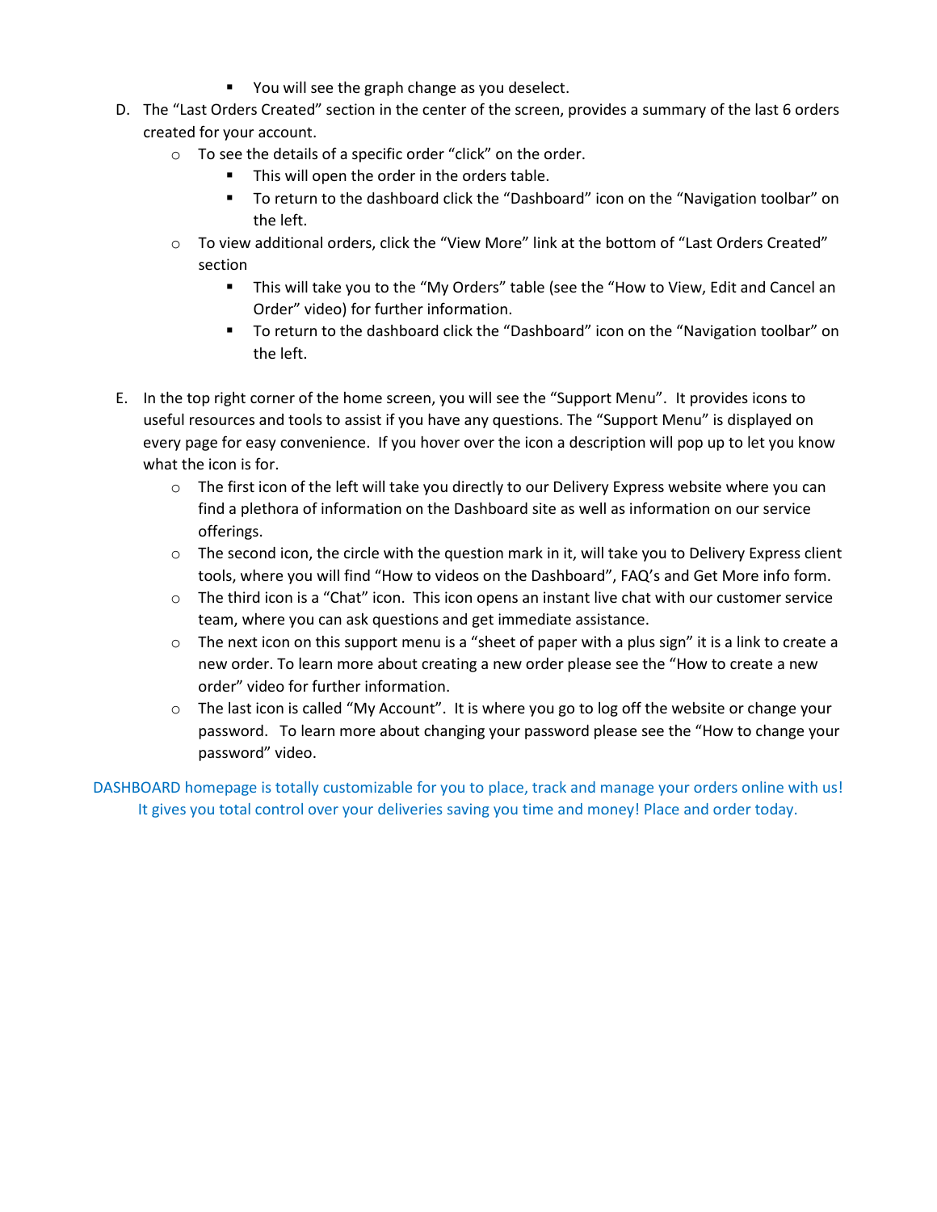- You will see the graph change as you deselect.

D. The "Last Orders Created" section in the center of the screen, provides a summary of the last 6 orders created for your account.
    - To see the details of a specific order "click" on the order.
        - This will open the order in the orders table.
        - To return to the dashboard click the "Dashboard" icon on the "Navigation toolbar" on the left.
    - To view additional orders, click the "View More" link at the bottom of "Last Orders Created" section
        - This will take you to the "My Orders" table (see the "How to View, Edit and Cancel an Order" video) for further information.
        - To return to the dashboard click the "Dashboard" icon on the "Navigation toolbar" on the left.

E. In the top right corner of the home screen, you will see the "Support Menu". It provides icons to useful resources and tools to assist if you have any questions. The "Support Menu" is displayed on every page for easy convenience. If you hover over the icon a description will pop up to let you know what the icon is for.
    - The first icon of the left will take you directly to our Delivery Express website where you can find a plethora of information on the Dashboard site as well as information on our service offerings.
    - The second icon, the circle with the question mark in it, will take you to Delivery Express client tools, where you will find "How to videos on the Dashboard", FAQ's and Get More info form.
    - The third icon is a "Chat" icon. This icon opens an instant live chat with our customer service team, where you can ask questions and get immediate assistance.
    - The next icon on this support menu is a "sheet of paper with a plus sign" it is a link to create a new order. To learn more about creating a new order please see the "How to create a new order" video for further information.
    - The last icon is called "My Account". It is where you go to log off the website or change your password. To learn more about changing your password please see the "How to change your password" video.

DASHBOARD homepage is totally customizable for you to place, track and manage your orders online with us! It gives you total control over your deliveries saving you time and money! Place and order today.